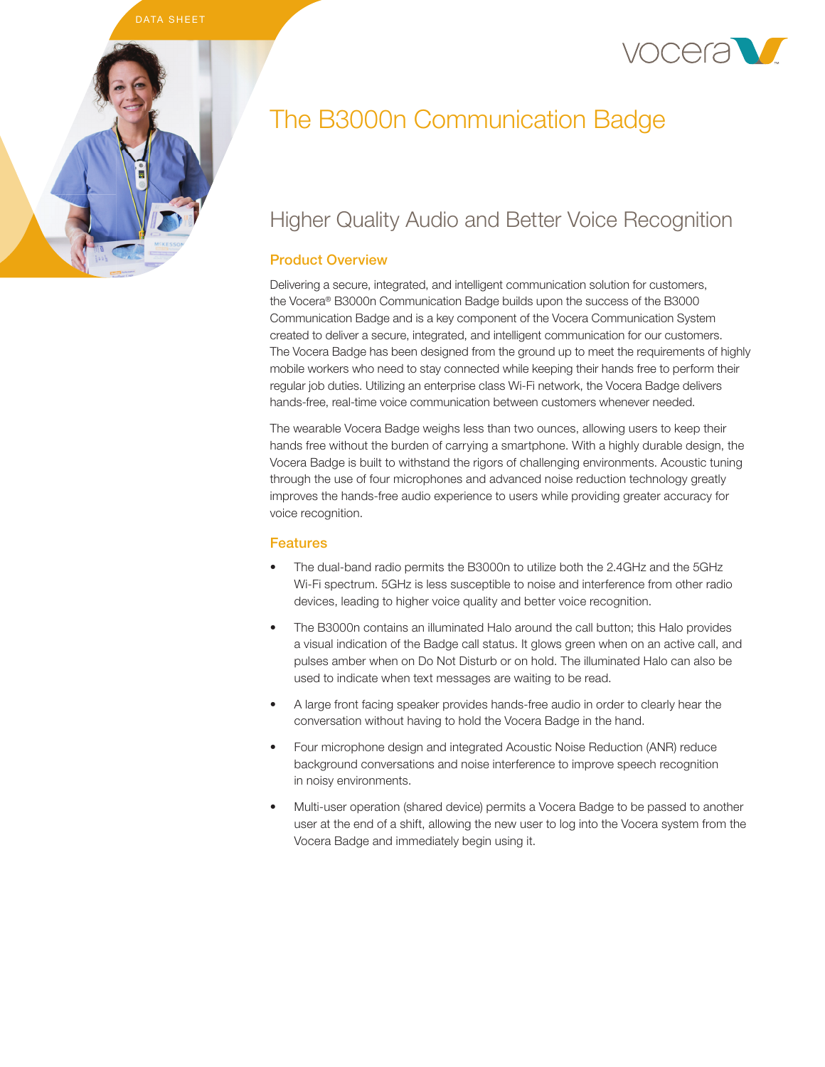DATA SHEET

# The B3000n Communication Badge

## Higher Quality Audio and Better Voice Recognition

### Product Overview

Delivering a secure, integrated, and intelligent communication solution for customers, the Vocera® B3000n Communication Badge builds upon the success of the B3000 Communication Badge and is a key component of the Vocera Communication System created to deliver a secure, integrated, and intelligent communication for our customers. The Vocera Badge has been designed from the ground up to meet the requirements of highly mobile workers who need to stay connected while keeping their hands free to perform their regular job duties. Utilizing an enterprise class Wi-Fi network, the Vocera Badge delivers hands-free, real-time voice communication between customers whenever needed.

The wearable Vocera Badge weighs less than two ounces, allowing users to keep their hands free without the burden of carrying a smartphone. With a highly durable design, the Vocera Badge is built to withstand the rigors of challenging environments. Acoustic tuning through the use of four microphones and advanced noise reduction technology greatly improves the hands-free audio experience to users while providing greater accuracy for voice recognition.

### Features

- The dual-band radio permits the B3000n to utilize both the 2.4GHz and the 5GHz Wi-Fi spectrum. 5GHz is less susceptible to noise and interference from other radio devices, leading to higher voice quality and better voice recognition.
- The B3000n contains an illuminated Halo around the call button; this Halo provides a visual indication of the Badge call status. It glows green when on an active call, and pulses amber when on Do Not Disturb or on hold. The illuminated Halo can also be used to indicate when text messages are waiting to be read.
- A large front facing speaker provides hands-free audio in order to clearly hear the conversation without having to hold the Vocera Badge in the hand.
- Four microphone design and integrated Acoustic Noise Reduction (ANR) reduce background conversations and noise interference to improve speech recognition in noisy environments.
- Multi-user operation (shared device) permits a Vocera Badge to be passed to another user at the end of a shift, allowing the new user to log into the Vocera system from the Vocera Badge and immediately begin using it.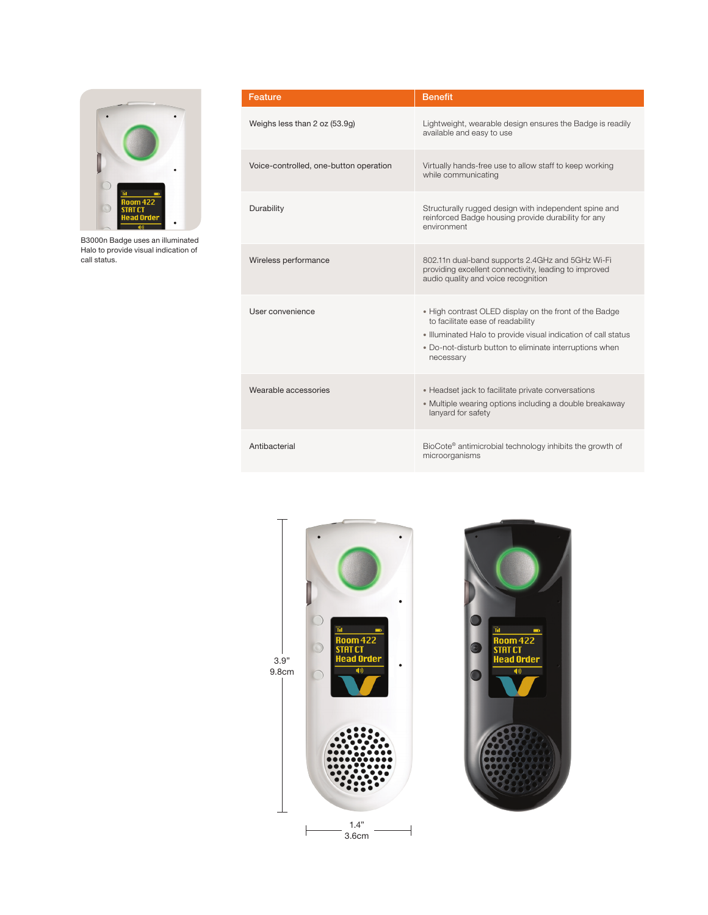B3000n Badge uses an illuminated Halo to provide visual indication of call status.

| Feature | Benefit |
| --- | --- |
| Weighs less than 2 oz (53.9g) | Lightweight, wearable design ensures the Badge is readily available and easy to use |
| Voice-controlled, one-button operation | Virtually hands-free use to allow staff to keep working while communicating |
| Durability | Structurally rugged design with independent spine and reinforced Badge housing provide durability for any environment |
| Wireless performance | 802.11n dual-band supports 2.4GHz and 5GHz Wi-Fi providing excellent connectivity, leading to improved audio quality and voice recognition |
| User convenience | • High contrast OLED display on the front of the Badge to facilitate ease of readability<br>• Illuminated Halo to provide visual indication of call status<br>• Do-not-disturb button to eliminate interruptions when necessary |
| Wearable accessories | • Headset jack to facilitate private conversations<br>• Multiple wearing options including a double breakaway lanyard for safety |
| Antibacterial | BioCote® antimicrobial technology inhibits the growth of microorganisms |

3.9”
9.8cm

1.4”
3.6cm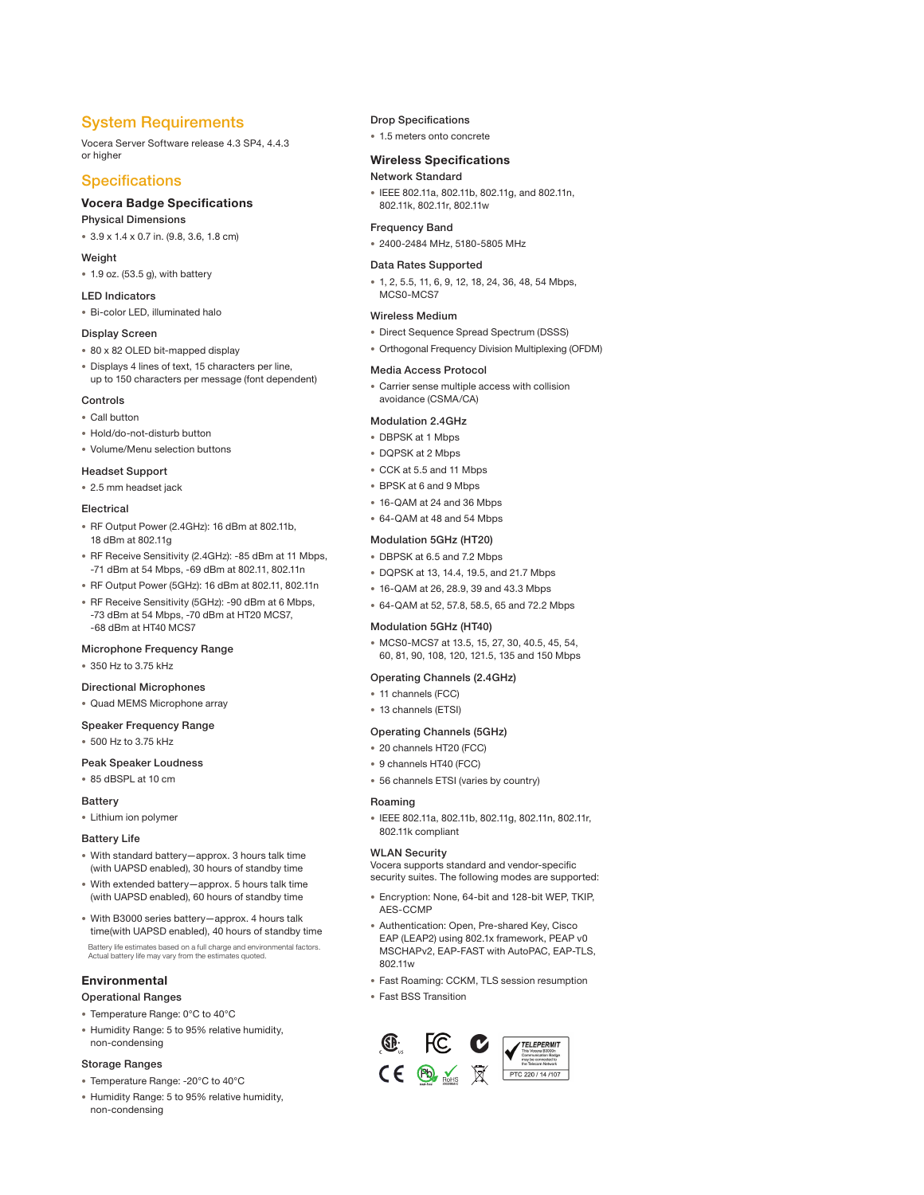## System Requirements

Vocera Server Software release 4.3 SP4, 4.4.3 or higher

## Specifications

### Vocera Badge Specifications

#### Physical Dimensions

- 3.9 x 1.4 x 0.7 in. (9.8, 3.6, 1.8 cm)

#### Weight

- 1.9 oz. (53.5 g), with battery

#### LED Indicators

- Bi-color LED, illuminated halo

#### Display Screen

- 80 x 82 OLED bit-mapped display
- Displays 4 lines of text, 15 characters per line, up to 150 characters per message (font dependent)

#### Controls

- Call button
- Hold/do-not-disturb button
- Volume/Menu selection buttons

#### Headset Support

- 2.5 mm headset jack

#### Electrical

- RF Output Power (2.4GHz): 16 dBm at 802.11b, 18 dBm at 802.11g
- RF Receive Sensitivity (2.4GHz): -85 dBm at 11 Mbps, -71 dBm at 54 Mbps, -69 dBm at 802.11, 802.11n
- RF Output Power (5GHz): 16 dBm at 802.11, 802.11n
- RF Receive Sensitivity (5GHz): -90 dBm at 6 Mbps, -73 dBm at 54 Mbps, -70 dBm at HT20 MCS7, -68 dBm at HT40 MCS7

#### Microphone Frequency Range

- 350 Hz to 3.75 kHz

#### Directional Microphones

- Quad MEMS Microphone array

#### Speaker Frequency Range

- 500 Hz to 3.75 kHz

#### Peak Speaker Loudness

- 85 dBSPL at 10 cm

#### Battery

- Lithium ion polymer

#### Battery Life

- With standard battery—approx. 3 hours talk time (with UAPSD enabled), 30 hours of standby time
- With extended battery—approx. 5 hours talk time (with UAPSD enabled), 60 hours of standby time
- With B3000 series battery—approx. 4 hours talk time(with UAPSD enabled), 40 hours of standby time

Battery life estimates based on a full charge and environmental factors. Actual battery life may vary from the estimates quoted.

### Environmental

#### Operational Ranges

- Temperature Range: 0°C to 40°C
- Humidity Range: 5 to 95% relative humidity, non-condensing

#### Storage Ranges

- Temperature Range: -20°C to 40°C
- Humidity Range: 5 to 95% relative humidity, non-condensing

#### Drop Specifications

- 1.5 meters onto concrete

### Wireless Specifications

#### Network Standard

- IEEE 802.11a, 802.11b, 802.11g, and 802.11n, 802.11k, 802.11r, 802.11w

#### Frequency Band

- 2400-2484 MHz, 5180-5805 MHz

#### Data Rates Supported

- 1, 2, 5.5, 11, 6, 9, 12, 18, 24, 36, 48, 54 Mbps, MCS0-MCS7

#### Wireless Medium

- Direct Sequence Spread Spectrum (DSSS)
- Orthogonal Frequency Division Multiplexing (OFDM)

#### Media Access Protocol

- Carrier sense multiple access with collision avoidance (CSMA/CA)

#### Modulation 2.4GHz

- DBPSK at 1 Mbps
- DQPSK at 2 Mbps
- CCK at 5.5 and 11 Mbps
- BPSK at 6 and 9 Mbps
- 16-QAM at 24 and 36 Mbps
- 64-QAM at 48 and 54 Mbps

#### Modulation 5GHz (HT20)

- DBPSK at 6.5 and 7.2 Mbps
- DQPSK at 13, 14.4, 19.5, and 21.7 Mbps
- 16-QAM at 26, 28.9, 39 and 43.3 Mbps
- 64-QAM at 52, 57.8, 58.5, 65 and 72.2 Mbps

#### Modulation 5GHz (HT40)

- MCS0-MCS7 at 13.5, 15, 27, 30, 40.5, 45, 54, 60, 81, 90, 108, 120, 121.5, 135 and 150 Mbps

#### Operating Channels (2.4GHz)

- 11 channels (FCC)
- 13 channels (ETSI)

#### Operating Channels (5GHz)

- 20 channels HT20 (FCC)
- 9 channels HT40 (FCC)
- 56 channels ETSI (varies by country)

#### Roaming

- IEEE 802.11a, 802.11b, 802.11g, 802.11n, 802.11r, 802.11k compliant

#### WLAN Security

Vocera supports standard and vendor-specific security suites. The following modes are supported:

- Encryption: None, 64-bit and 128-bit WEP, TKIP, AES-CCMP
- Authentication: Open, Pre-shared Key, Cisco EAP (LEAP2) using 802.1x framework, PEAP v0 MSCHAPv2, EAP-FAST with AutoPAC, EAP-TLS, 802.11w
- Fast Roaming: CCKM, TLS session resumption
- Fast BSS Transition

TELEPERMIT
This Vocera B3000n Communication Badge may be connected to the Telecom Network
PTC 220 / 14 /107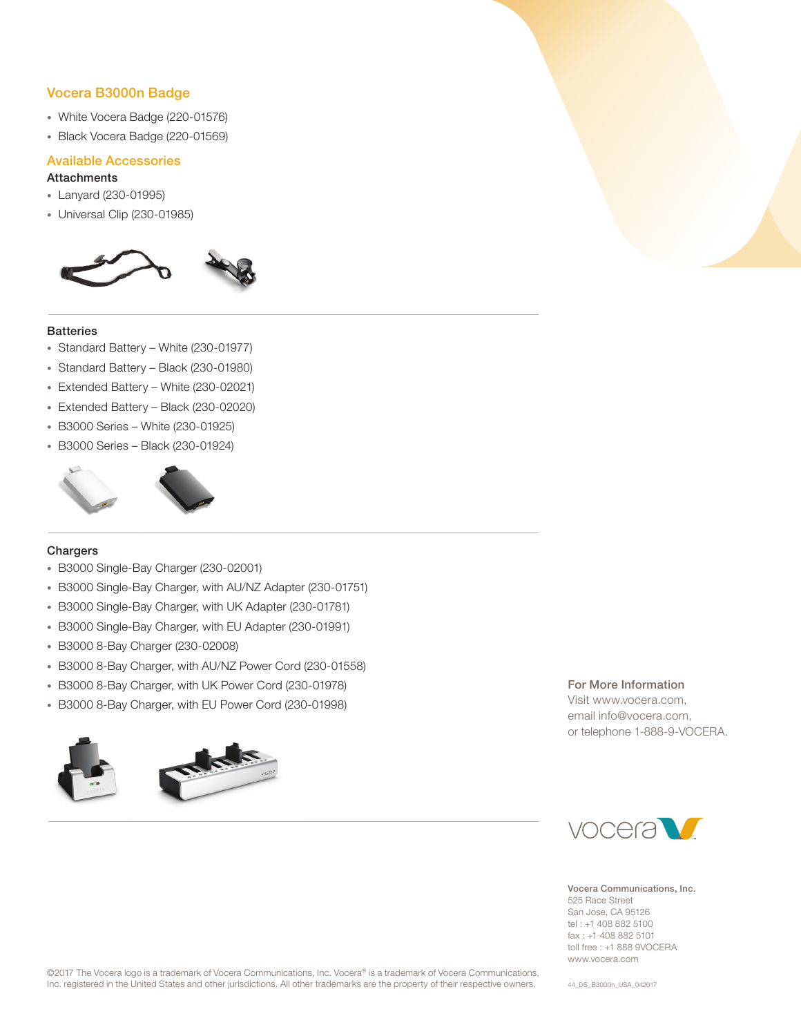## Vocera B3000n Badge

- White Vocera Badge (220-01576)
- Black Vocera Badge (220-01569)

## Available Accessories

### Attachments

- Lanyard (230-01995)
- Universal Clip (230-01985)

### Batteries

- Standard Battery – White (230-01977)
- Standard Battery – Black (230-01980)
- Extended Battery – White (230-02021)
- Extended Battery – Black (230-02020)
- B3000 Series – White (230-01925)
- B3000 Series – Black (230-01924)

### Chargers

- B3000 Single-Bay Charger (230-02001)
- B3000 Single-Bay Charger, with AU/NZ Adapter (230-01751)
- B3000 Single-Bay Charger, with UK Adapter (230-01781)
- B3000 Single-Bay Charger, with EU Adapter (230-01991)
- B3000 8-Bay Charger (230-02008)
- B3000 8-Bay Charger, with AU/NZ Power Cord (230-01558)
- B3000 8-Bay Charger, with UK Power Cord (230-01978)
- B3000 8-Bay Charger, with EU Power Cord (230-01998)

### For More Information

Visit www.vocera.com,
email info@vocera.com,
or telephone 1-888-9-VOCERA.

**Vocera Communications, Inc.**
525 Race Street
San Jose, CA 95126
tel : +1 408 882 5100
fax : +1 408 882 5101
toll free : +1 888 9VOCERA
www.vocera.com

©2017 The Vocera logo is a trademark of Vocera Communications, Inc. Vocera® is a trademark of Vocera Communications, Inc. registered in the United States and other jurisdictions. All other trademarks are the property of their respective owners.

44_DS_B3000n_USA_042017